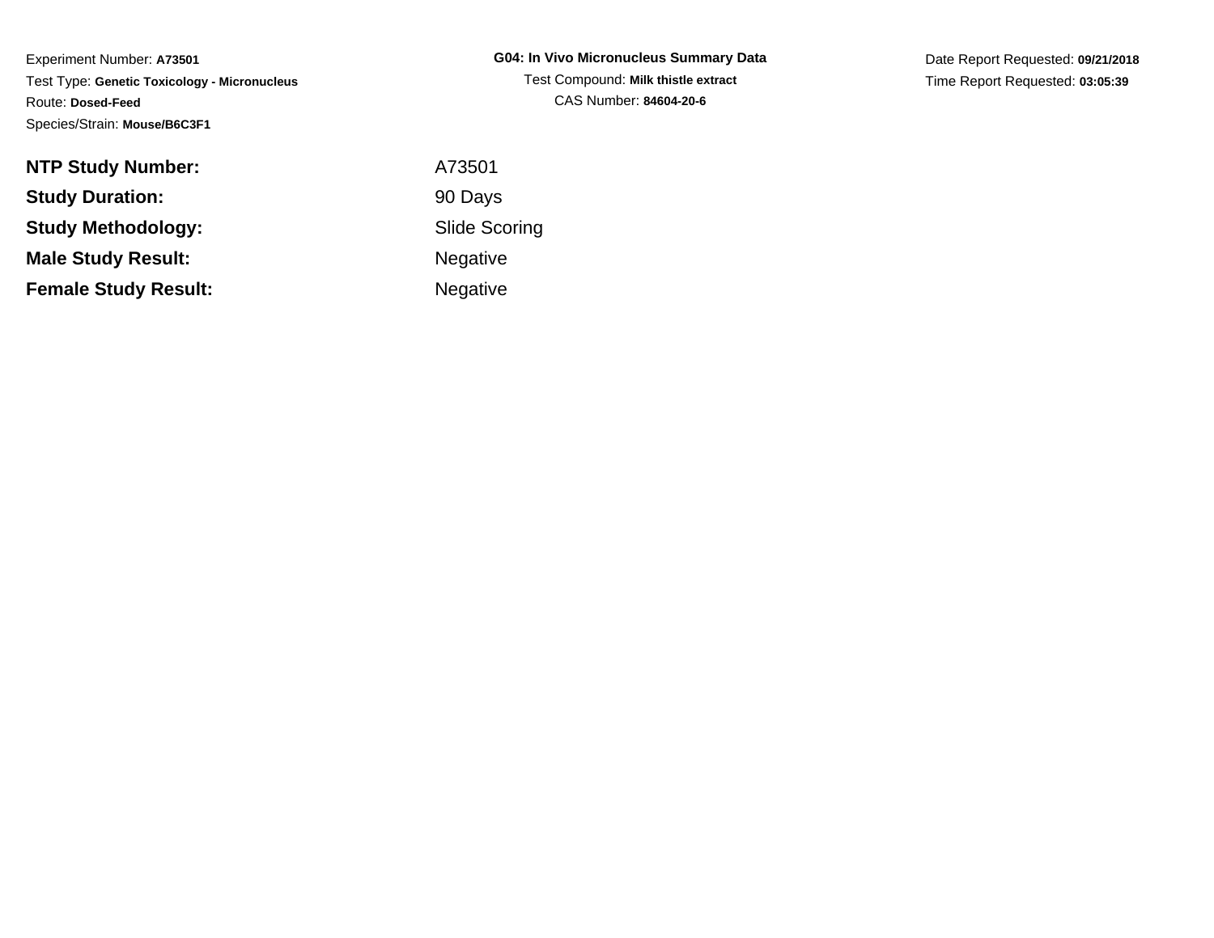Experiment Number: **A73501**
Test Type: **Genetic Toxicology - Micronucleus**
Route: **Dosed-Feed**
Species/Strain: **Mouse/B6C3F1**

**G04: In Vivo Micronucleus Summary Data**
Test Compound: **Milk thistle extract**
CAS Number: **84604-20-6**

Date Report Requested: **09/21/2018**
Time Report Requested: **03:05:39**

| | |
|---|---|
| **NTP Study Number:** | A73501 |
| **Study Duration:** | 90 Days |
| **Study Methodology:** | Slide Scoring |
| **Male Study Result:** | Negative |
| **Female Study Result:** | Negative |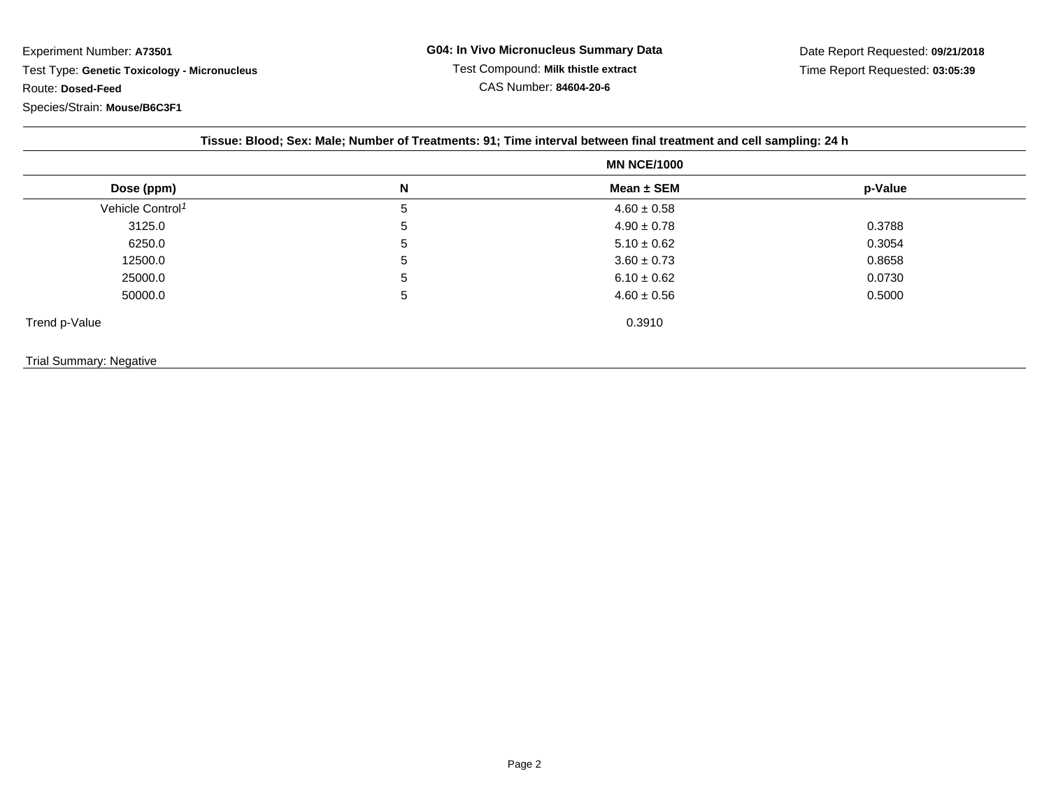Experiment Number: **A73501**
Test Type: **Genetic Toxicology - Micronucleus**
Route: **Dosed-Feed**
Species/Strain: **Mouse/B6C3F1**

**G04: In Vivo Micronucleus Summary Data**
Test Compound: **Milk thistle extract**
CAS Number: **84604-20-6**

Date Report Requested: **09/21/2018**
Time Report Requested: **03:05:39**

**Tissue: Blood; Sex: Male; Number of Treatments: 91; Time interval between final treatment and cell sampling: 24 h**

| | | **MN NCE/1000** | |
|---|---|---|---|
| **Dose (ppm)** | **N** | **Mean ± SEM** | **p-Value** |
| Vehicle Control[1] | 5 | 4.60 ± 0.58 | |
| 3125.0 | 5 | 4.90 ± 0.78 | 0.3788 |
| 6250.0 | 5 | 5.10 ± 0.62 | 0.3054 |
| 12500.0 | 5 | 3.60 ± 0.73 | 0.8658 |
| 25000.0 | 5 | 6.10 ± 0.62 | 0.0730 |
| 50000.0 | 5 | 4.60 ± 0.56 | 0.5000 |
| Trend p-Value | | 0.3910 | |

Trial Summary: Negative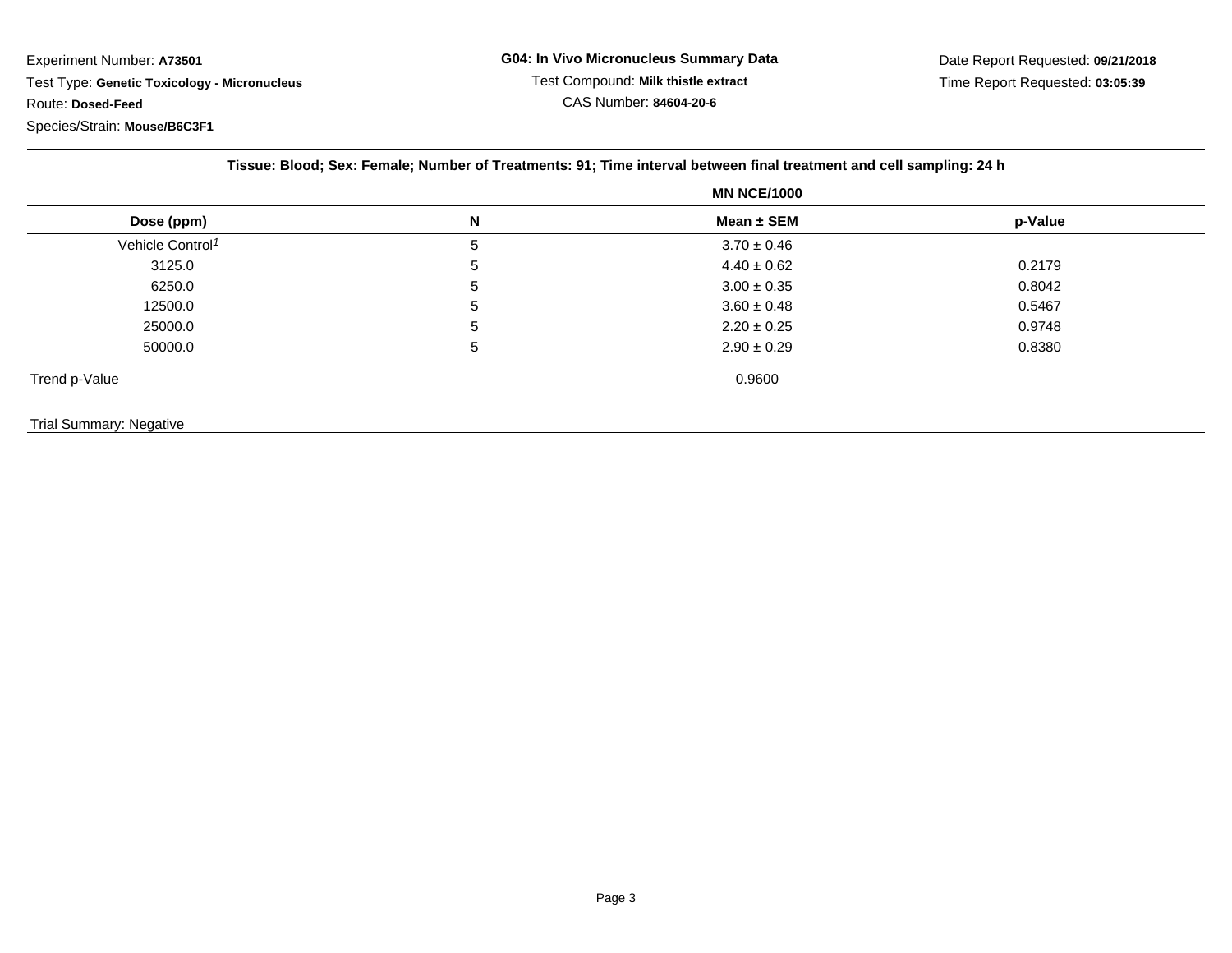Experiment Number: **A73501**

Test Type: **Genetic Toxicology - Micronucleus**

Route: **Dosed-Feed**

Species/Strain: **Mouse/B6C3F1**

**G04: In Vivo Micronucleus Summary Data**

Test Compound: **Milk thistle extract**

CAS Number: **84604-20-6**

Date Report Requested: **09/21/2018**

Time Report Requested: **03:05:39**

**Tissue: Blood; Sex: Female; Number of Treatments: 91; Time interval between final treatment and cell sampling: 24 h**

| | | MN NCE/1000 | |
|---|---|---|---|
| **Dose (ppm)** | **N** | **Mean ± SEM** | **p-Value** |
| Vehicle Control[1] | 5 | 3.70 ± 0.46 | |
| 3125.0 | 5 | 4.40 ± 0.62 | 0.2179 |
| 6250.0 | 5 | 3.00 ± 0.35 | 0.8042 |
| 12500.0 | 5 | 3.60 ± 0.48 | 0.5467 |
| 25000.0 | 5 | 2.20 ± 0.25 | 0.9748 |
| 50000.0 | 5 | 2.90 ± 0.29 | 0.8380 |
| Trend p-Value | | 0.9600 | |

Trial Summary: Negative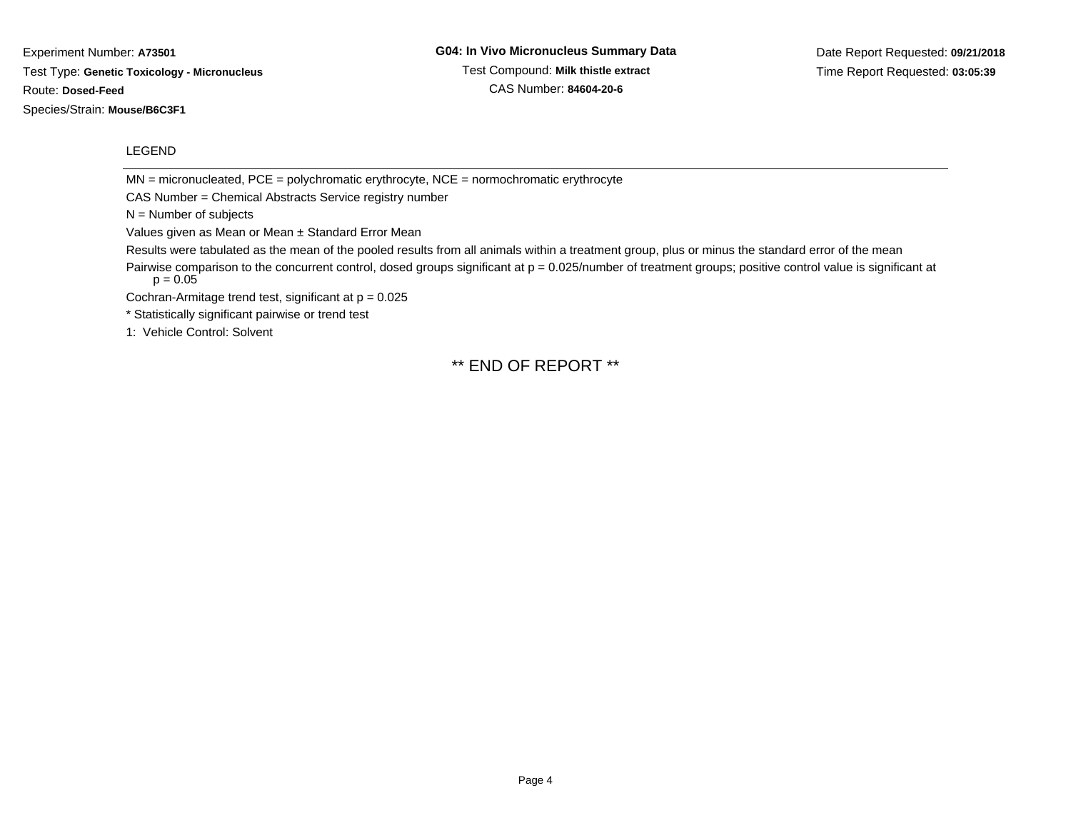Experiment Number: **A73501**

Test Type: **Genetic Toxicology - Micronucleus**

Route: **Dosed-Feed**

Species/Strain: **Mouse/B6C3F1**

**G04: In Vivo Micronucleus Summary Data**

Test Compound: **Milk thistle extract**

CAS Number: **84604-20-6**

Date Report Requested: **09/21/2018**

Time Report Requested: **03:05:39**

LEGEND

MN = micronucleated, PCE = polychromatic erythrocyte, NCE = normochromatic erythrocyte

CAS Number = Chemical Abstracts Service registry number

N = Number of subjects

Values given as Mean or Mean ± Standard Error Mean

Results were tabulated as the mean of the pooled results from all animals within a treatment group, plus or minus the standard error of the mean

Pairwise comparison to the concurrent control, dosed groups significant at $p = 0.025$/number of treatment groups; positive control value is significant at $p = 0.05$

Cochran-Armitage trend test, significant at $p = 0.025$

* Statistically significant pairwise or trend test

1: Vehicle Control: Solvent

** END OF REPORT **